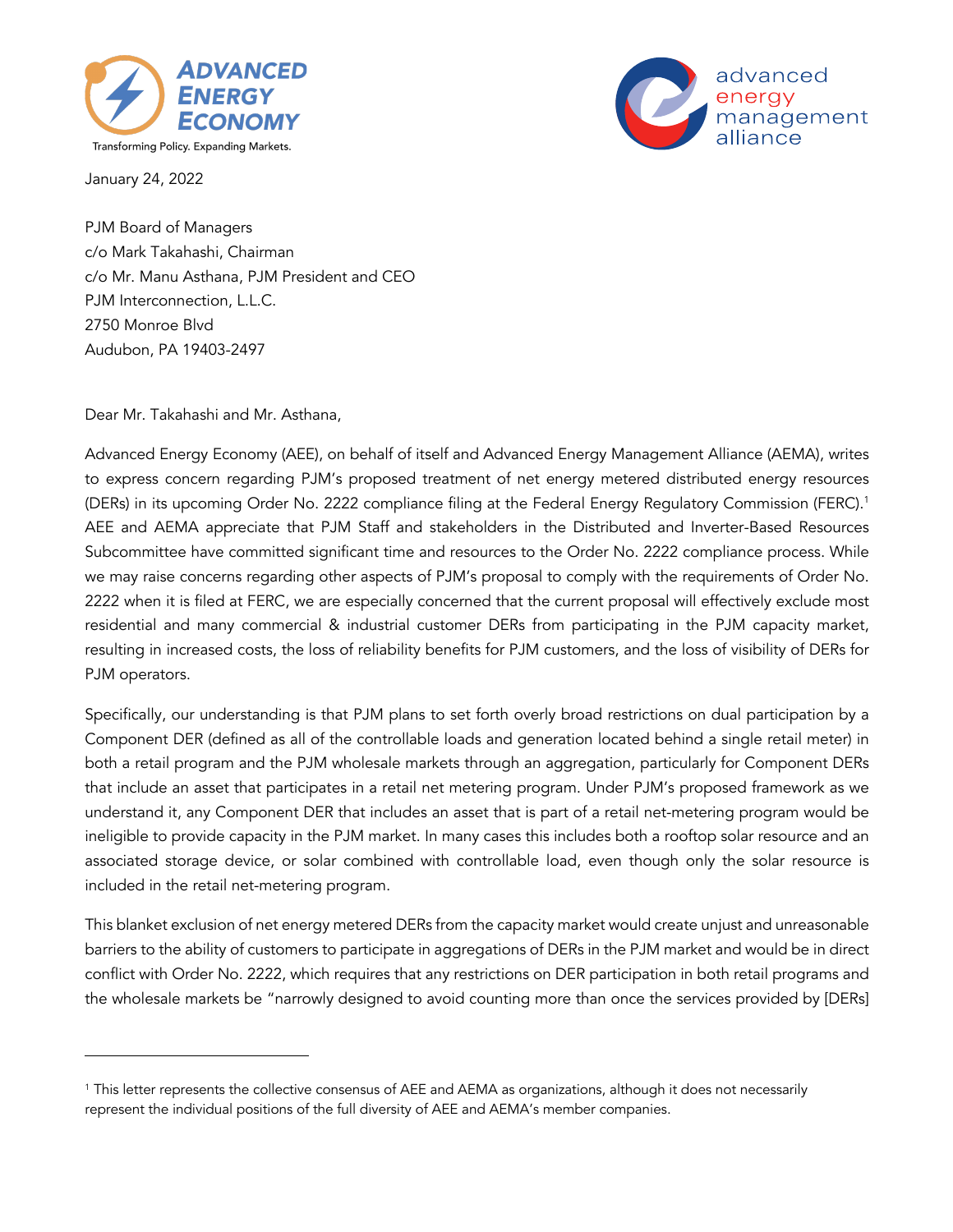January 24, 2022

PJM Board of Managers
c/o Mark Takahashi, Chairman
c/o Mr. Manu Asthana, PJM President and CEO
PJM Interconnection, L.L.C.
2750 Monroe Blvd
Audubon, PA 19403-2497

Dear Mr. Takahashi and Mr. Asthana,

Advanced Energy Economy (AEE), on behalf of itself and Advanced Energy Management Alliance (AEMA), writes to express concern regarding PJM's proposed treatment of net energy metered distributed energy resources (DERs) in its upcoming Order No. 2222 compliance filing at the Federal Energy Regulatory Commission (FERC).[1] AEE and AEMA appreciate that PJM Staff and stakeholders in the Distributed and Inverter-Based Resources Subcommittee have committed significant time and resources to the Order No. 2222 compliance process. While we may raise concerns regarding other aspects of PJM's proposal to comply with the requirements of Order No. 2222 when it is filed at FERC, we are especially concerned that the current proposal will effectively exclude most residential and many commercial & industrial customer DERs from participating in the PJM capacity market, resulting in increased costs, the loss of reliability benefits for PJM customers, and the loss of visibility of DERs for PJM operators.

Specifically, our understanding is that PJM plans to set forth overly broad restrictions on dual participation by a Component DER (defined as all of the controllable loads and generation located behind a single retail meter) in both a retail program and the PJM wholesale markets through an aggregation, particularly for Component DERs that include an asset that participates in a retail net metering program. Under PJM's proposed framework as we understand it, any Component DER that includes an asset that is part of a retail net-metering program would be ineligible to provide capacity in the PJM market. In many cases this includes both a rooftop solar resource and an associated storage device, or solar combined with controllable load, even though only the solar resource is included in the retail net-metering program.

This blanket exclusion of net energy metered DERs from the capacity market would create unjust and unreasonable barriers to the ability of customers to participate in aggregations of DERs in the PJM market and would be in direct conflict with Order No. 2222, which requires that any restrictions on DER participation in both retail programs and the wholesale markets be "narrowly designed to avoid counting more than once the services provided by [DERs]

[1] This letter represents the collective consensus of AEE and AEMA as organizations, although it does not necessarily represent the individual positions of the full diversity of AEE and AEMA's member companies.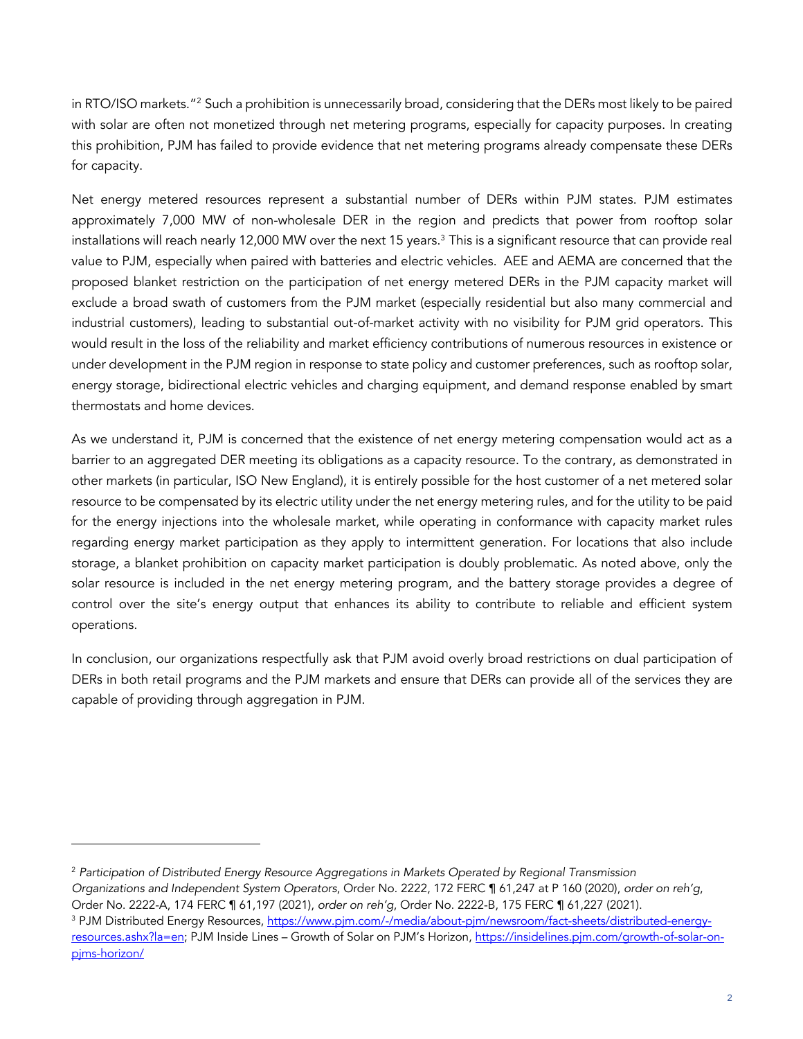in RTO/ISO markets."[2] Such a prohibition is unnecessarily broad, considering that the DERs most likely to be paired with solar are often not monetized through net metering programs, especially for capacity purposes. In creating this prohibition, PJM has failed to provide evidence that net metering programs already compensate these DERs for capacity.

Net energy metered resources represent a substantial number of DERs within PJM states. PJM estimates approximately 7,000 MW of non-wholesale DER in the region and predicts that power from rooftop solar installations will reach nearly 12,000 MW over the next 15 years.[3] This is a significant resource that can provide real value to PJM, especially when paired with batteries and electric vehicles. AEE and AEMA are concerned that the proposed blanket restriction on the participation of net energy metered DERs in the PJM capacity market will exclude a broad swath of customers from the PJM market (especially residential but also many commercial and industrial customers), leading to substantial out-of-market activity with no visibility for PJM grid operators. This would result in the loss of the reliability and market efficiency contributions of numerous resources in existence or under development in the PJM region in response to state policy and customer preferences, such as rooftop solar, energy storage, bidirectional electric vehicles and charging equipment, and demand response enabled by smart thermostats and home devices.

As we understand it, PJM is concerned that the existence of net energy metering compensation would act as a barrier to an aggregated DER meeting its obligations as a capacity resource. To the contrary, as demonstrated in other markets (in particular, ISO New England), it is entirely possible for the host customer of a net metered solar resource to be compensated by its electric utility under the net energy metering rules, and for the utility to be paid for the energy injections into the wholesale market, while operating in conformance with capacity market rules regarding energy market participation as they apply to intermittent generation. For locations that also include storage, a blanket prohibition on capacity market participation is doubly problematic. As noted above, only the solar resource is included in the net energy metering program, and the battery storage provides a degree of control over the site's energy output that enhances its ability to contribute to reliable and efficient system operations.

In conclusion, our organizations respectfully ask that PJM avoid overly broad restrictions on dual participation of DERs in both retail programs and the PJM markets and ensure that DERs can provide all of the services they are capable of providing through aggregation in PJM.

---

[2] *Participation of Distributed Energy Resource Aggregations in Markets Operated by Regional Transmission Organizations and Independent System Operators*, Order No. 2222, 172 FERC ¶ 61,247 at P 160 (2020), *order on reh'g*, Order No. 2222-A, 174 FERC ¶ 61,197 (2021), *order on reh'g*, Order No. 2222-B, 175 FERC ¶ 61,227 (2021).

[3] PJM Distributed Energy Resources, [https://www.pjm.com/-/media/about-pjm/newsroom/fact-sheets/distributed-energy-resources.ashx?la=en](https://www.pjm.com/-/media/about-pjm/newsroom/fact-sheets/distributed-energy-resources.ashx?la=en); PJM Inside Lines – Growth of Solar on PJM's Horizon, [https://insidelines.pjm.com/growth-of-solar-on-pjms-horizon/](https://insidelines.pjm.com/growth-of-solar-on-pjms-horizon/)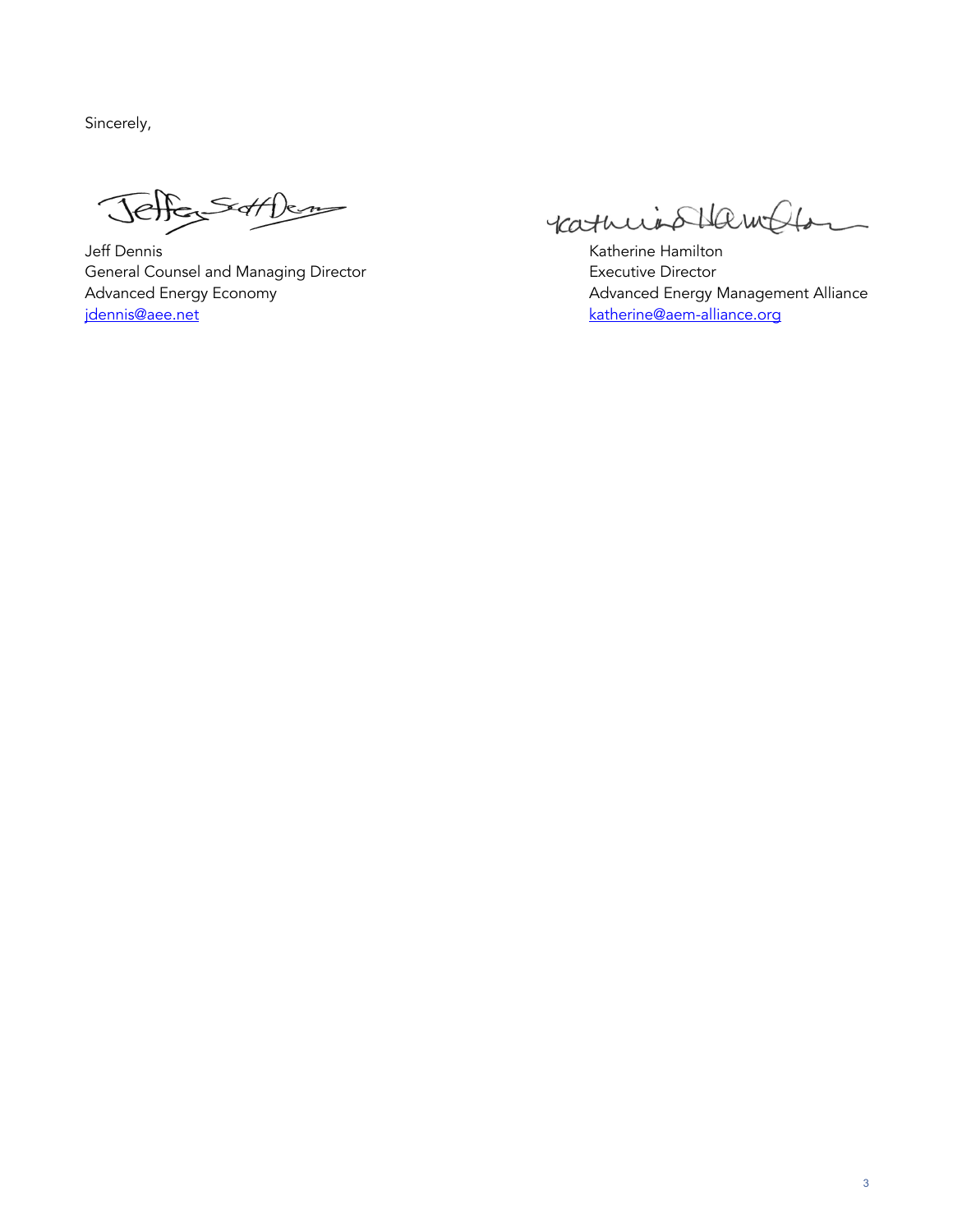Sincerely,

Jeff Dennis
General Counsel and Managing Director
Advanced Energy Economy
jdennis@aee.net

Katherine Hamilton
Executive Director
Advanced Energy Management Alliance
katherine@aem-alliance.org